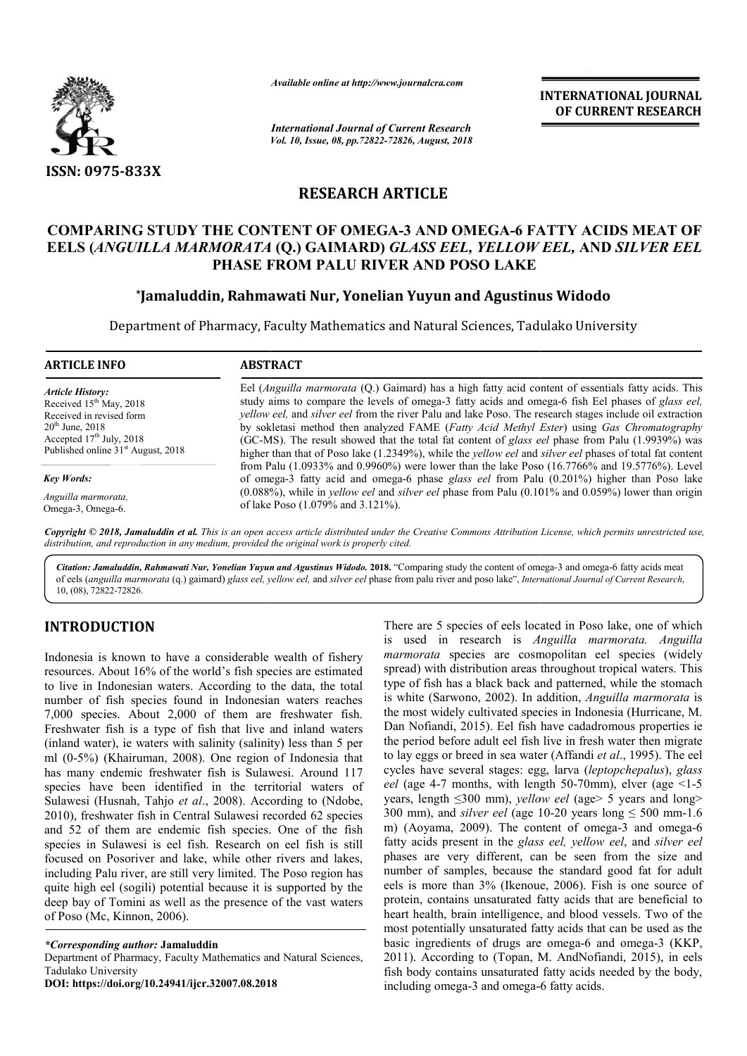*Available online at http://www.journalcra.com*

*International Journal of Current Research*
*Vol. 10, Issue, 08, pp.72822-72826, August, 2018*

**INTERNATIONAL JOURNAL OF CURRENT RESEARCH**

**ISSN: 0975-833X**

**RESEARCH ARTICLE**

# COMPARING STUDY THE CONTENT OF OMEGA-3 AND OMEGA-6 FATTY ACIDS MEAT OF EELS (*ANGUILLA MARMORATA* (Q.) GAIMARD) *GLASS EEL, YELLOW EEL*, AND *SILVER EEL* PHASE FROM PALU RIVER AND POSO LAKE

**\*Jamaluddin, Rahmawati Nur, Yonelian Yuyun and Agustinus Widodo**

Department of Pharmacy, Faculty Mathematics and Natural Sciences, Tadulako University

**ARTICLE INFO**

*Article History:*
Received 15th May, 2018
Received in revised form 20th June, 2018
Accepted 17th July, 2018
Published online 31st August, 2018

*Key Words:*
*Anguilla marmorata*,
Omega-3, Omega-6.

**ABSTRACT**

Eel (*Anguilla marmorata* (Q.) Gaimard) has a high fatty acid content of essentials fatty acids. This study aims to compare the levels of omega-3 fatty acids and omega-6 fish Eel phases of *glass eel, yellow eel,* and *silver eel* from the river Palu and lake Poso. The research stages include oil extraction by sokletasi method then analyzed FAME (*Fatty Acid Methyl Ester*) using *Gas Chromatography* (GC-MS). The result showed that the total fat content of *glass eel* phase from Palu (1.9939%) was higher than that of Poso lake (1.2349%), while the *yellow eel* and *silver eel* phases of total fat content from Palu (1.0933% and 0.9960%) were lower than the lake Poso (16.7766% and 19.5776%). Level of omega-3 fatty acid and omega-6 phase *glass eel* from Palu (0.201%) higher than Poso lake (0.088%), while in *yellow eel* and *silver eel* phase from Palu (0.101% and 0.059%) lower than origin of lake Poso (1.079% and 3.121%).

*Copyright © 2018, Jamaluddin et al. This is an open access article distributed under the Creative Commons Attribution License, which permits unrestricted use, distribution, and reproduction in any medium, provided the original work is properly cited.*

*Citation: Jamaluddin, Rahmawati Nur, Yonelian Yuyun and Agustinus Widodo.* **2018.** "Comparing study the content of omega-3 and omega-6 fatty acids meat of eels (*anguilla marmorata* (q.) gaimard) *glass eel, yellow eel,* and *silver eel* phase from palu river and poso lake", *International Journal of Current Research*, 10, (08), 72822-72826.

## INTRODUCTION

Indonesia is known to have a considerable wealth of fishery resources. About 16% of the world's fish species are estimated to live in Indonesian waters. According to the data, the total number of fish species found in Indonesian waters reaches 7,000 species. About 2,000 of them are freshwater fish. Freshwater fish is a type of fish that live and inland waters (inland water), ie waters with salinity (salinity) less than 5 per ml (0-5%) (Khairuman, 2008). One region of Indonesia that has many endemic freshwater fish is Sulawesi. Around 117 species have been identified in the territorial waters of Sulawesi (Husnah, Tahjo *et al*., 2008). According to (Ndobe, 2010), freshwater fish in Central Sulawesi recorded 62 species and 52 of them are endemic fish species. One of the fish species in Sulawesi is eel fish. Research on eel fish is still focused on Posoriver and lake, while other rivers and lakes, including Palu river, are still very limited. The Poso region has quite high eel (sogili) potential because it is supported by the deep bay of Tomini as well as the presence of the vast waters of Poso (Mc, Kinnon, 2006).

There are 5 species of eels located in Poso lake, one of which is used in research is *Anguilla marmorata. Anguilla marmorata* species are cosmopolitan eel species (widely spread) with distribution areas throughout tropical waters. This type of fish has a black back and patterned, while the stomach is white (Sarwono, 2002). In addition, *Anguilla marmorata* is the most widely cultivated species in Indonesia (Hurricane, M. Dan Nofiandi, 2015). Eel fish have cadadromous properties ie the period before adult eel fish live in fresh water then migrate to lay eggs or breed in sea water (Affandi *et al*., 1995). The eel cycles have several stages: egg, larva (*leptopchepalus*), *glass eel* (age 4-7 months, with length 50-70mm), elver (age <1-5 years, length ≤300 mm), *yellow eel* (age> 5 years and long> 300 mm), and *silver eel* (age 10-20 years long ≤ 500 mm-1.6 m) (Aoyama, 2009). The content of omega-3 and omega-6 fatty acids present in the *glass eel, yellow eel*, and *silver eel* phases are very different, can be seen from the size and number of samples, because the standard good fat for adult eels is more than 3% (Ikenoue, 2006). Fish is one source of protein, contains unsaturated fatty acids that are beneficial to heart health, brain intelligence, and blood vessels. Two of the most potentially unsaturated fatty acids that can be used as the basic ingredients of drugs are omega-6 and omega-3 (KKP, 2011). According to (Topan, M. AndNofiandi, 2015), in eels fish body contains unsaturated fatty acids needed by the body, including omega-3 and omega-6 fatty acids.

*\*Corresponding author:* **Jamaluddin**
Department of Pharmacy, Faculty Mathematics and Natural Sciences, Tadulako University
**DOI: https://doi.org/10.24941/ijcr.32007.08.2018**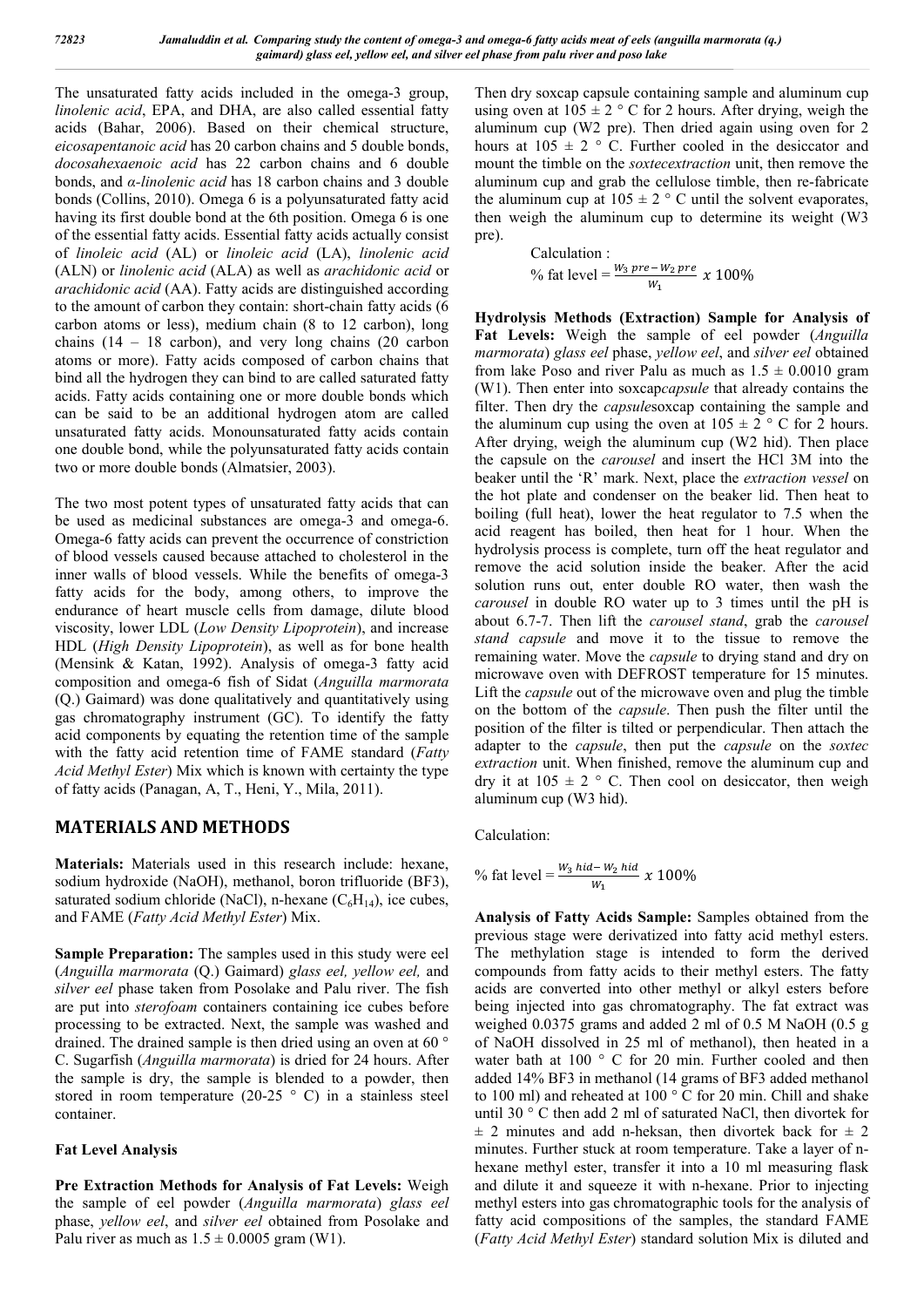The unsaturated fatty acids included in the omega-3 group, *linolenic acid*, EPA, and DHA, are also called essential fatty acids (Bahar, 2006). Based on their chemical structure, *eicosapentanoic acid* has 20 carbon chains and 5 double bonds, *docosahexaenoic acid* has 22 carbon chains and 6 double bonds, and *α-linolenic acid* has 18 carbon chains and 3 double bonds (Collins, 2010). Omega 6 is a polyunsaturated fatty acid having its first double bond at the 6th position. Omega 6 is one of the essential fatty acids. Essential fatty acids actually consist of *linoleic acid* (AL) or *linoleic acid* (LA), *linolenic acid* (ALN) or *linolenic acid* (ALA) as well as *arachidonic acid* or *arachidonic acid* (AA). Fatty acids are distinguished according to the amount of carbon they contain: short-chain fatty acids (6 carbon atoms or less), medium chain (8 to 12 carbon), long chains (14 – 18 carbon), and very long chains (20 carbon atoms or more). Fatty acids composed of carbon chains that bind all the hydrogen they can bind to are called saturated fatty acids. Fatty acids containing one or more double bonds which can be said to be an additional hydrogen atom are called unsaturated fatty acids. Monounsaturated fatty acids contain one double bond, while the polyunsaturated fatty acids contain two or more double bonds (Almatsier, 2003).

The two most potent types of unsaturated fatty acids that can be used as medicinal substances are omega-3 and omega-6. Omega-6 fatty acids can prevent the occurrence of constriction of blood vessels caused because attached to cholesterol in the inner walls of blood vessels. While the benefits of omega-3 fatty acids for the body, among others, to improve the endurance of heart muscle cells from damage, dilute blood viscosity, lower LDL (*Low Density Lipoprotein*), and increase HDL (*High Density Lipoprotein*), as well as for bone health (Mensink & Katan, 1992). Analysis of omega-3 fatty acid composition and omega-6 fish of Sidat (*Anguilla marmorata* (Q.) Gaimard) was done qualitatively and quantitatively using gas chromatography instrument (GC). To identify the fatty acid components by equating the retention time of the sample with the fatty acid retention time of FAME standard (*Fatty Acid Methyl Ester*) Mix which is known with certainty the type of fatty acids (Panagan, A, T., Heni, Y., Mila, 2011).

## MATERIALS AND METHODS

**Materials:** Materials used in this research include: hexane, sodium hydroxide (NaOH), methanol, boron trifluoride (BF3), saturated sodium chloride (NaCl), n-hexane ($C_6H_{14}$), ice cubes, and FAME (*Fatty Acid Methyl Ester*) Mix.

**Sample Preparation:** The samples used in this study were eel (*Anguilla marmorata* (Q.) Gaimard) *glass eel, yellow eel,* and *silver eel* phase taken from Posolake and Palu river. The fish are put into *sterofoam* containers containing ice cubes before processing to be extracted. Next, the sample was washed and drained. The drained sample is then dried using an oven at 60 ° C. Sugarfish (*Anguilla marmorata*) is dried for 24 hours. After the sample is dry, the sample is blended to a powder, then stored in room temperature (20-25 ° C) in a stainless steel container.

### Fat Level Analysis

**Pre Extraction Methods for Analysis of Fat Levels:** Weigh the sample of eel powder (*Anguilla marmorata*) *glass eel* phase, *yellow eel*, and *silver eel* obtained from Posolake and Palu river as much as 1.5 ± 0.0005 gram (W1).

Then dry soxcap capsule containing sample and aluminum cup using oven at 105 ± 2 ° C for 2 hours. After drying, weigh the aluminum cup (W2 pre). Then dried again using oven for 2 hours at 105 ± 2 ° C. Further cooled in the desiccator and mount the timble on the *soxtecextraction* unit, then remove the aluminum cup and grab the cellulose timble, then re-fabricate the aluminum cup at 105 ± 2 ° C until the solvent evaporates, then weigh the aluminum cup to determine its weight (W3 pre).

Calculation :

$$\% \text{ fat level} = \frac{W_3\ pre - W_2\ pre}{W_1}\ x\ 100\%$$

**Hydrolysis Methods (Extraction) Sample for Analysis of Fat Levels:** Weigh the sample of eel powder (*Anguilla marmorata*) *glass eel* phase, *yellow eel*, and *silver eel* obtained from lake Poso and river Palu as much as 1.5 ± 0.0010 gram (W1). Then enter into soxcap*capsule* that already contains the filter. Then dry the *capsule*soxcap containing the sample and the aluminum cup using the oven at 105 ± 2 ° C for 2 hours. After drying, weigh the aluminum cup (W2 hid). Then place the capsule on the *carousel* and insert the HCl 3M into the beaker until the 'R' mark. Next, place the *extraction vessel* on the hot plate and condenser on the beaker lid. Then heat to boiling (full heat), lower the heat regulator to 7.5 when the acid reagent has boiled, then heat for 1 hour. When the hydrolysis process is complete, turn off the heat regulator and remove the acid solution inside the beaker. After the acid solution runs out, enter double RO water, then wash the *carousel* in double RO water up to 3 times until the pH is about 6.7-7. Then lift the *carousel stand*, grab the *carousel stand capsule* and move it to the tissue to remove the remaining water. Move the *capsule* to drying stand and dry on microwave oven with DEFROST temperature for 15 minutes. Lift the *capsule* out of the microwave oven and plug the timble on the bottom of the *capsule*. Then push the filter until the position of the filter is tilted or perpendicular. Then attach the adapter to the *capsule*, then put the *capsule* on the *soxtec extraction* unit. When finished, remove the aluminum cup and dry it at 105 ± 2 ° C. Then cool on desiccator, then weigh aluminum cup (W3 hid).

Calculation:

$$\% \text{ fat level} = \frac{W_3\ hid - W_2\ hid}{W_1}\ x\ 100\%$$

**Analysis of Fatty Acids Sample:** Samples obtained from the previous stage were derivatized into fatty acid methyl esters. The methylation stage is intended to form the derived compounds from fatty acids to their methyl esters. The fatty acids are converted into other methyl or alkyl esters before being injected into gas chromatography. The fat extract was weighed 0.0375 grams and added 2 ml of 0.5 M NaOH (0.5 g of NaOH dissolved in 25 ml of methanol), then heated in a water bath at 100 ° C for 20 min. Further cooled and then added 14% BF3 in methanol (14 grams of BF3 added methanol to 100 ml) and reheated at 100 ° C for 20 min. Chill and shake until 30 ° C then add 2 ml of saturated NaCl, then divortek for ± 2 minutes and add n-heksan, then divortek back for ± 2 minutes. Further stuck at room temperature. Take a layer of n-hexane methyl ester, transfer it into a 10 ml measuring flask and dilute it and squeeze it with n-hexane. Prior to injecting methyl esters into gas chromatographic tools for the analysis of fatty acid compositions of the samples, the standard FAME (*Fatty Acid Methyl Ester*) standard solution Mix is diluted and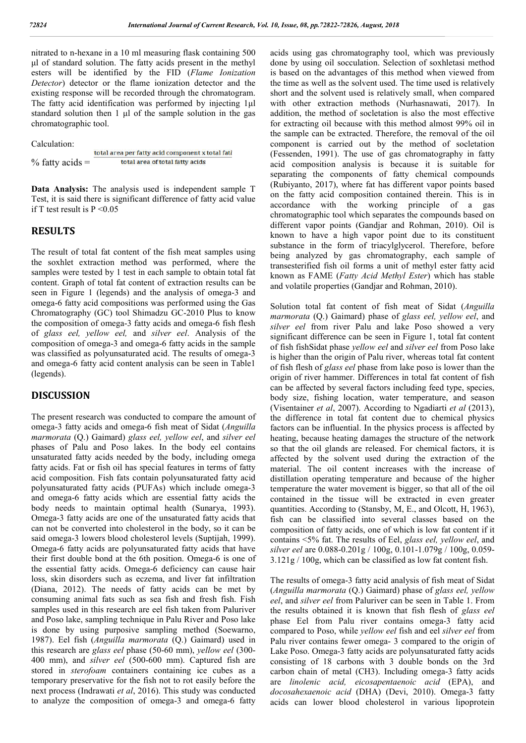nitrated to n-hexane in a 10 ml measuring flask containing 500 µl of standard solution. The fatty acids present in the methyl esters will be identified by the FID (*Flame Ionization Detector*) detector or the flame ionization detector and the existing response will be recorded through the chromatogram. The fatty acid identification was performed by injecting 1µl standard solution then 1 µl of the sample solution in the gas chromatographic tool.

Calculation:

$$\% \text{ fatty acids} = \frac{\text{total area per fatty acid component x total fat}}{\text{total area of total fatty acids}}$$

**Data Analysis:** The analysis used is independent sample T Test, it is said there is significant difference of fatty acid value if T test result is $P < 0.05$

## RESULTS

The result of total fat content of the fish meat samples using the soxhlet extraction method was performed, where the samples were tested by 1 test in each sample to obtain total fat content. Graph of total fat content of extraction results can be seen in Figure 1 (legends) and the analysis of omega-3 and omega-6 fatty acid compositions was performed using the Gas Chromatography (GC) tool Shimadzu GC-2010 Plus to know the composition of omega-3 fatty acids and omega-6 fish flesh of *glass eel, yellow eel,* and *silver eel*. Analysis of the composition of omega-3 and omega-6 fatty acids in the sample was classified as polyunsaturated acid. The results of omega-3 and omega-6 fatty acid content analysis can be seen in Table1 (legends).

## DISCUSSION

The present research was conducted to compare the amount of omega-3 fatty acids and omega-6 fish meat of Sidat (*Anguilla marmorata* (Q.) Gaimard) *glass eel, yellow eel*, and *silver eel* phases of Palu and Poso lakes. In the body eel contains unsaturated fatty acids needed by the body, including omega fatty acids. Fat or fish oil has special features in terms of fatty acid composition. Fish fats contain polyunsaturated fatty acid polyunsaturated fatty acids (PUFAs) which include omega-3 and omega-6 fatty acids which are essential fatty acids the body needs to maintain optimal health (Sunarya, 1993). Omega-3 fatty acids are one of the unsaturated fatty acids that can not be converted into cholesterol in the body, so it can be said omega-3 lowers blood cholesterol levels (Suptijah, 1999). Omega-6 fatty acids are polyunsaturated fatty acids that have their first double bond at the 6th position. Omega-6 is one of the essential fatty acids. Omega-6 deficiency can cause hair loss, skin disorders such as eczema, and liver fat infiltration (Diana, 2012). The needs of fatty acids can be met by consuming animal fats such as sea fish and fresh fish. Fish samples used in this research are eel fish taken from Paluriver and Poso lake, sampling technique in Palu River and Poso lake is done by using purposive sampling method (Soewarno, 1987). Eel fish (*Anguilla marmorata* (Q.) Gaimard) used in this research are *glass eel* phase (50-60 mm), *yellow eel* (300-400 mm), and *silver eel* (500-600 mm). Captured fish are stored in *sterofoam* containers containing ice cubes as a temporary preservative for the fish not to rot easily before the next process (Indrawati *et al*, 2016). This study was conducted to analyze the composition of omega-3 and omega-6 fatty acids using gas chromatography tool, which was previously done by using oil socculation. Selection of soxhletasi method is based on the advantages of this method when viewed from the time as well as the solvent used. The time used is relatively short and the solvent used is relatively small, when compared with other extraction methods (Nurhasnawati, 2017). In addition, the method of socletation is also the most effective for extracting oil because with this method almost 99% oil in the sample can be extracted. Therefore, the removal of the oil component is carried out by the method of socletation (Fessenden, 1991). The use of gas chromatography in fatty acid composition analysis is because it is suitable for separating the components of fatty chemical compounds (Rubiyanto, 2017), where fat has different vapor points based on the fatty acid composition contained therein. This is in accordance with the working principle of a gas chromatographic tool which separates the compounds based on different vapor points (Gandjar and Rohman, 2010). Oil is known to have a high vapor point due to its constituent substance in the form of triacylglycerol. Therefore, before being analyzed by gas chromatography, each sample of transesterified fish oil forms a unit of methyl ester fatty acid known as FAME (*Fatty Acid Methyl Ester*) which has stable and volatile properties (Gandjar and Rohman, 2010).

Solution total fat content of fish meat of Sidat (*Anguilla marmorata* (Q.) Gaimard) phase of *glass eel, yellow eel*, and *silver eel* from river Palu and lake Poso showed a very significant difference can be seen in Figure 1, total fat content of fish fishSidat phase *yellow eel* and *silver eel* from Poso lake is higher than the origin of Palu river, whereas total fat content of fish flesh of *glass eel* phase from lake poso is lower than the origin of river hammer. Differences in total fat content of fish can be affected by several factors including feed type, species, body size, fishing location, water temperature, and season (Visentainer *et al*, 2007). According to Ngadiarti *et al* (2013), the difference in total fat content due to chemical physics factors can be influential. In the physics process is affected by heating, because heating damages the structure of the network so that the oil glands are released. For chemical factors, it is affected by the solvent used during the extraction of the material. The oil content increases with the increase of distillation operating temperature and because of the higher temperature the water movement is bigger, so that all of the oil contained in the tissue will be extracted in even greater quantities. According to (Stansby, M, E., and Olcott, H, 1963), fish can be classified into several classes based on the composition of fatty acids, one of which is low fat content if it contains <5% fat. The results of Eel, *glass eel, yellow eel*, and *silver eel* are 0.088-0.201g / 100g, 0.101-1.079g / 100g, 0.059-3.121g / 100g, which can be classified as low fat content fish.

The results of omega-3 fatty acid analysis of fish meat of Sidat (*Anguilla marmorata* (Q.) Gaimard) phase of *glass eel, yellow eel*, and *silver eel* from Paluriver can be seen in Table 1. From the results obtained it is known that fish flesh of *glass eel* phase Eel from Palu river contains omega-3 fatty acid compared to Poso, while *yellow eel* fish and eel *silver eel* from Palu river contains fewer omega- 3 compared to the origin of Lake Poso. Omega-3 fatty acids are polyunsaturated fatty acids consisting of 18 carbons with 3 double bonds on the 3rd carbon chain of metal (CH3). Including omega-3 fatty acids are *linolenic acid, eicosapentaenoic acid* (EPA), and *docosahexaenoic acid* (DHA) (Devi, 2010). Omega-3 fatty acids can lower blood cholesterol in various lipoprotein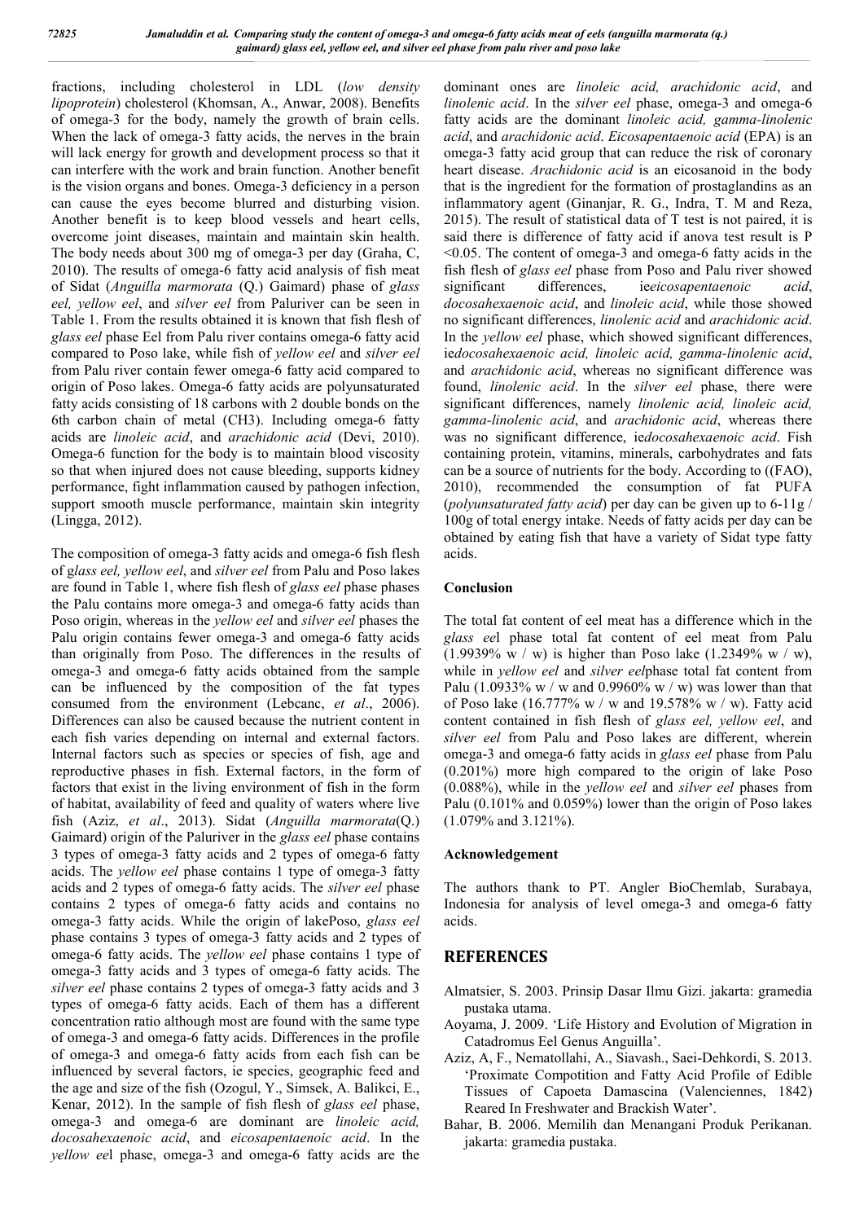fractions, including cholesterol in LDL (*low density lipoprotein*) cholesterol (Khomsan, A., Anwar, 2008). Benefits of omega-3 for the body, namely the growth of brain cells. When the lack of omega-3 fatty acids, the nerves in the brain will lack energy for growth and development process so that it can interfere with the work and brain function. Another benefit is the vision organs and bones. Omega-3 deficiency in a person can cause the eyes become blurred and disturbing vision. Another benefit is to keep blood vessels and heart cells, overcome joint diseases, maintain and maintain skin health. The body needs about 300 mg of omega-3 per day (Graha, C, 2010). The results of omega-6 fatty acid analysis of fish meat of Sidat (*Anguilla marmorata* (Q.) Gaimard) phase of *glass eel, yellow eel*, and *silver eel* from Paluriver can be seen in Table 1. From the results obtained it is known that fish flesh of *glass eel* phase Eel from Palu river contains omega-6 fatty acid compared to Poso lake, while fish of *yellow eel* and *silver eel* from Palu river contain fewer omega-6 fatty acid compared to origin of Poso lakes. Omega-6 fatty acids are polyunsaturated fatty acids consisting of 18 carbons with 2 double bonds on the 6th carbon chain of metal (CH3). Including omega-6 fatty acids are *linoleic acid*, and *arachidonic acid* (Devi, 2010). Omega-6 function for the body is to maintain blood viscosity so that when injured does not cause bleeding, supports kidney performance, fight inflammation caused by pathogen infection, support smooth muscle performance, maintain skin integrity (Lingga, 2012).

The composition of omega-3 fatty acids and omega-6 fish flesh of g*lass eel, yellow eel*, and *silver eel* from Palu and Poso lakes are found in Table 1, where fish flesh of *glass eel* phase phases the Palu contains more omega-3 and omega-6 fatty acids than Poso origin, whereas in the *yellow eel* and *silver eel* phases the Palu origin contains fewer omega-3 and omega-6 fatty acids than originally from Poso. The differences in the results of omega-3 and omega-6 fatty acids obtained from the sample can be influenced by the composition of the fat types consumed from the environment (Lebcanc, *et al*., 2006). Differences can also be caused because the nutrient content in each fish varies depending on internal and external factors. Internal factors such as species or species of fish, age and reproductive phases in fish. External factors, in the form of factors that exist in the living environment of fish in the form of habitat, availability of feed and quality of waters where live fish (Aziz, *et al*., 2013). Sidat (*Anguilla marmorata*(Q.) Gaimard) origin of the Paluriver in the *glass eel* phase contains 3 types of omega-3 fatty acids and 2 types of omega-6 fatty acids. The *yellow eel* phase contains 1 type of omega-3 fatty acids and 2 types of omega-6 fatty acids. The *silver eel* phase contains 2 types of omega-6 fatty acids and contains no omega-3 fatty acids. While the origin of lakePoso, *glass eel* phase contains 3 types of omega-3 fatty acids and 2 types of omega-6 fatty acids. The *yellow eel* phase contains 1 type of omega-3 fatty acids and 3 types of omega-6 fatty acids. The *silver eel* phase contains 2 types of omega-3 fatty acids and 3 types of omega-6 fatty acids. Each of them has a different concentration ratio although most are found with the same type of omega-3 and omega-6 fatty acids. Differences in the profile of omega-3 and omega-6 fatty acids from each fish can be influenced by several factors, ie species, geographic feed and the age and size of the fish (Ozogul, Y., Simsek, A. Balikci, E., Kenar, 2012). In the sample of fish flesh of *glass eel* phase, omega-3 and omega-6 are dominant are *linoleic acid, docosahexaenoic acid*, and *eicosapentaenoic acid*. In the *yellow ee*l phase, omega-3 and omega-6 fatty acids are the dominant ones are *linoleic acid, arachidonic acid*, and *linolenic acid*. In the *silver eel* phase, omega-3 and omega-6 fatty acids are the dominant *linoleic acid, gamma-linolenic acid*, and *arachidonic acid*. *Eicosapentaenoic acid* (EPA) is an omega-3 fatty acid group that can reduce the risk of coronary heart disease. *Arachidonic acid* is an eicosanoid in the body that is the ingredient for the formation of prostaglandins as an inflammatory agent (Ginanjar, R. G., Indra, T. M and Reza, 2015). The result of statistical data of T test is not paired, it is said there is difference of fatty acid if anova test result is $P < 0.05$. The content of omega-3 and omega-6 fatty acids in the fish flesh of *glass eel* phase from Poso and Palu river showed significant differences, ie*eicosapentaenoic acid*, *docosahexaenoic acid*, and *linoleic acid*, while those showed no significant differences, *linolenic acid* and *arachidonic acid*. In the *yellow eel* phase, which showed significant differences, ie*docosahexaenoic acid, linoleic acid, gamma-linolenic acid*, and *arachidonic acid*, whereas no significant difference was found, *linolenic acid*. In the *silver eel* phase, there were significant differences, namely *linolenic acid, linoleic acid, gamma-linolenic acid*, and *arachidonic acid*, whereas there was no significant difference, ie*docosahexaenoic acid*. Fish containing protein, vitamins, minerals, carbohydrates and fats can be a source of nutrients for the body. According to ((FAO), 2010), recommended the consumption of fat PUFA (*polyunsaturated fatty acid*) per day can be given up to 6-11g / 100g of total energy intake. Needs of fatty acids per day can be obtained by eating fish that have a variety of Sidat type fatty acids.

### Conclusion

The total fat content of eel meat has a difference which in the *glass ee*l phase total fat content of eel meat from Palu (1.9939% w / w) is higher than Poso lake (1.2349% w / w), while in *yellow eel* and *silver eel*phase total fat content from Palu (1.0933% w / w and 0.9960% w / w) was lower than that of Poso lake (16.777% w / w and 19.578% w / w). Fatty acid content contained in fish flesh of *glass eel, yellow eel*, and *silver eel* from Palu and Poso lakes are different, wherein omega-3 and omega-6 fatty acids in *glass eel* phase from Palu (0.201%) more high compared to the origin of lake Poso (0.088%), while in the *yellow eel* and *silver eel* phases from Palu (0.101% and 0.059%) lower than the origin of Poso lakes (1.079% and 3.121%).

### Acknowledgement

The authors thank to PT. Angler BioChemlab, Surabaya, Indonesia for analysis of level omega-3 and omega-6 fatty acids.

## REFERENCES

Almatsier, S. 2003. Prinsip Dasar Ilmu Gizi. jakarta: gramedia pustaka utama.

Aoyama, J. 2009. 'Life History and Evolution of Migration in Catadromus Eel Genus Anguilla'.

Aziz, A, F., Nematollahi, A., Siavash., Saei-Dehkordi, S. 2013. 'Proximate Compotition and Fatty Acid Profile of Edible Tissues of Capoeta Damascina (Valenciennes, 1842) Reared In Freshwater and Brackish Water'.

Bahar, B. 2006. Memilih dan Menangani Produk Perikanan. jakarta: gramedia pustaka.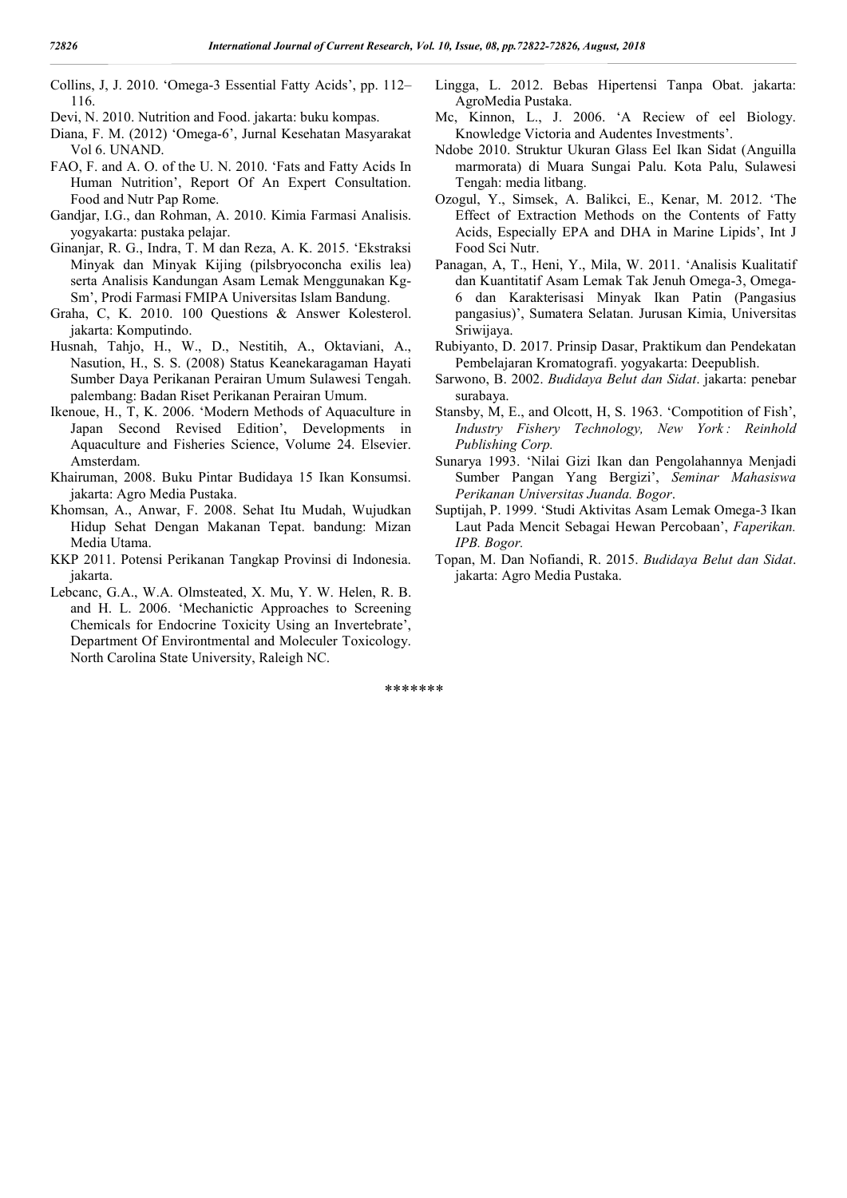Collins, J, J. 2010. 'Omega-3 Essential Fatty Acids', pp. 112–116.

Devi, N. 2010. Nutrition and Food. jakarta: buku kompas.

Diana, F. M. (2012) 'Omega-6', Jurnal Kesehatan Masyarakat Vol 6. UNAND.

FAO, F. and A. O. of the U. N. 2010. 'Fats and Fatty Acids In Human Nutrition', Report Of An Expert Consultation. Food and Nutr Pap Rome.

Gandjar, I.G., dan Rohman, A. 2010. Kimia Farmasi Analisis. yogyakarta: pustaka pelajar.

Ginanjar, R. G., Indra, T. M dan Reza, A. K. 2015. 'Ekstraksi Minyak dan Minyak Kijing (pilsbryoconcha exilis lea) serta Analisis Kandungan Asam Lemak Menggunakan Kg-Sm', Prodi Farmasi FMIPA Universitas Islam Bandung.

Graha, C, K. 2010. 100 Questions & Answer Kolesterol. jakarta: Komputindo.

Husnah, Tahjo, H., W., D., Nestitih, A., Oktaviani, A., Nasution, H., S. S. (2008) Status Keanekaragaman Hayati Sumber Daya Perikanan Perairan Umum Sulawesi Tengah. palembang: Badan Riset Perikanan Perairan Umum.

Ikenoue, H., T, K. 2006. 'Modern Methods of Aquaculture in Japan Second Revised Edition', Developments in Aquaculture and Fisheries Science, Volume 24. Elsevier. Amsterdam.

Khairuman, 2008. Buku Pintar Budidaya 15 Ikan Konsumsi. jakarta: Agro Media Pustaka.

Khomsan, A., Anwar, F. 2008. Sehat Itu Mudah, Wujudkan Hidup Sehat Dengan Makanan Tepat. bandung: Mizan Media Utama.

KKP 2011. Potensi Perikanan Tangkap Provinsi di Indonesia. jakarta.

Lebcanc, G.A., W.A. Olmsteated, X. Mu, Y. W. Helen, R. B. and H. L. 2006. 'Mechanictic Approaches to Screening Chemicals for Endocrine Toxicity Using an Invertebrate', Department Of Environtmental and Moleculer Toxicology. North Carolina State University, Raleigh NC.

Lingga, L. 2012. Bebas Hipertensi Tanpa Obat. jakarta: AgroMedia Pustaka.

Mc, Kinnon, L., J. 2006. 'A Reciew of eel Biology. Knowledge Victoria and Audentes Investments'.

Ndobe 2010. Struktur Ukuran Glass Eel Ikan Sidat (Anguilla marmorata) di Muara Sungai Palu. Kota Palu, Sulawesi Tengah: media litbang.

Ozogul, Y., Simsek, A. Balikci, E., Kenar, M. 2012. 'The Effect of Extraction Methods on the Contents of Fatty Acids, Especially EPA and DHA in Marine Lipids', Int J Food Sci Nutr.

Panagan, A, T., Heni, Y., Mila, W. 2011. 'Analisis Kualitatif dan Kuantitatif Asam Lemak Tak Jenuh Omega-3, Omega-6 dan Karakterisasi Minyak Ikan Patin (Pangasius pangasius)', Sumatera Selatan. Jurusan Kimia, Universitas Sriwijaya.

Rubiyanto, D. 2017. Prinsip Dasar, Praktikum dan Pendekatan Pembelajaran Kromatografi. yogyakarta: Deepublish.

Sarwono, B. 2002. *Budidaya Belut dan Sidat*. jakarta: penebar surabaya.

Stansby, M, E., and Olcott, H, S. 1963. 'Compotition of Fish', *Industry Fishery Technology, New York : Reinhold Publishing Corp.*

Sunarya 1993. 'Nilai Gizi Ikan dan Pengolahannya Menjadi Sumber Pangan Yang Bergizi', *Seminar Mahasiswa Perikanan Universitas Juanda. Bogor*.

Suptijah, P. 1999. 'Studi Aktivitas Asam Lemak Omega-3 Ikan Laut Pada Mencit Sebagai Hewan Percobaan', *Faperikan. IPB. Bogor.*

Topan, M. Dan Nofiandi, R. 2015. *Budidaya Belut dan Sidat*. jakarta: Agro Media Pustaka.

*******